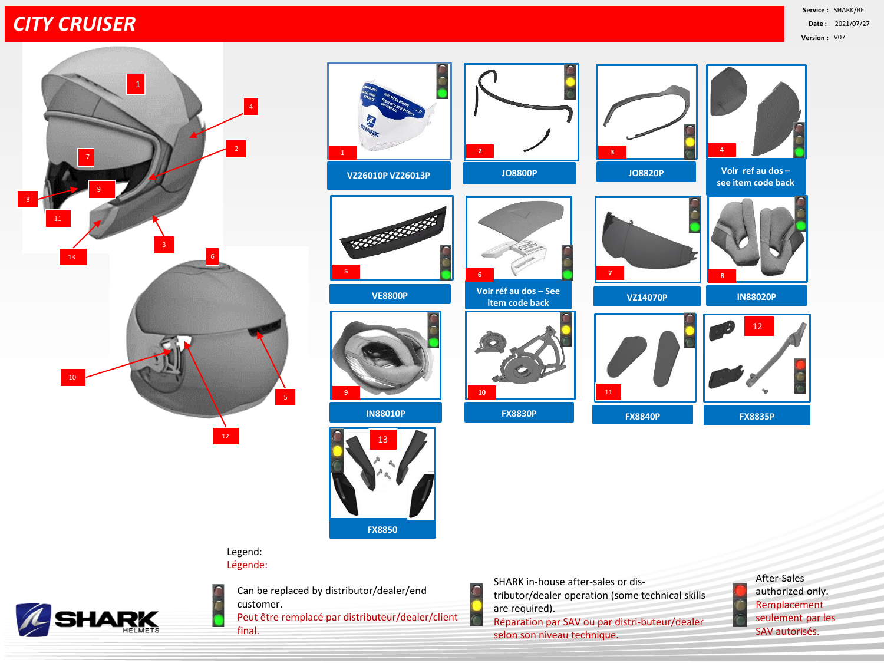# CITY CRUISER

Service : SHARK/BE
Date : 2021/07/27
Version : V07

| N° | Reference |
| --- | --- |
| 1 | VZ26010P VZ26013P |
| 2 | JO8800P |
| 3 | JO8820P |
| 4 | Voir ref au dos – see item code back |
| 5 | VE8800P |
| 6 | Voir réf au dos – See item code back |
| 7 | VZ14070P |
| 8 | IN88020P |
| 9 | IN88010P |
| 10 | FX8830P |
| 11 | FX8840P |
| 12 | FX8835P |
| 13 | FX8850 |

Legend:
Légende:

- Can be replaced by distributor/dealer/end customer.
  Peut être remplacé par distributeur/dealer/client final.
- SHARK in-house after-sales or dis-tributor/dealer operation (some technical skills are required).
  Réparation par SAV ou par distri-buteur/dealer selon son niveau technique.
- After-Sales authorized only.
  Remplacement seulement par les SAV autorisés.

SHARK HELMETS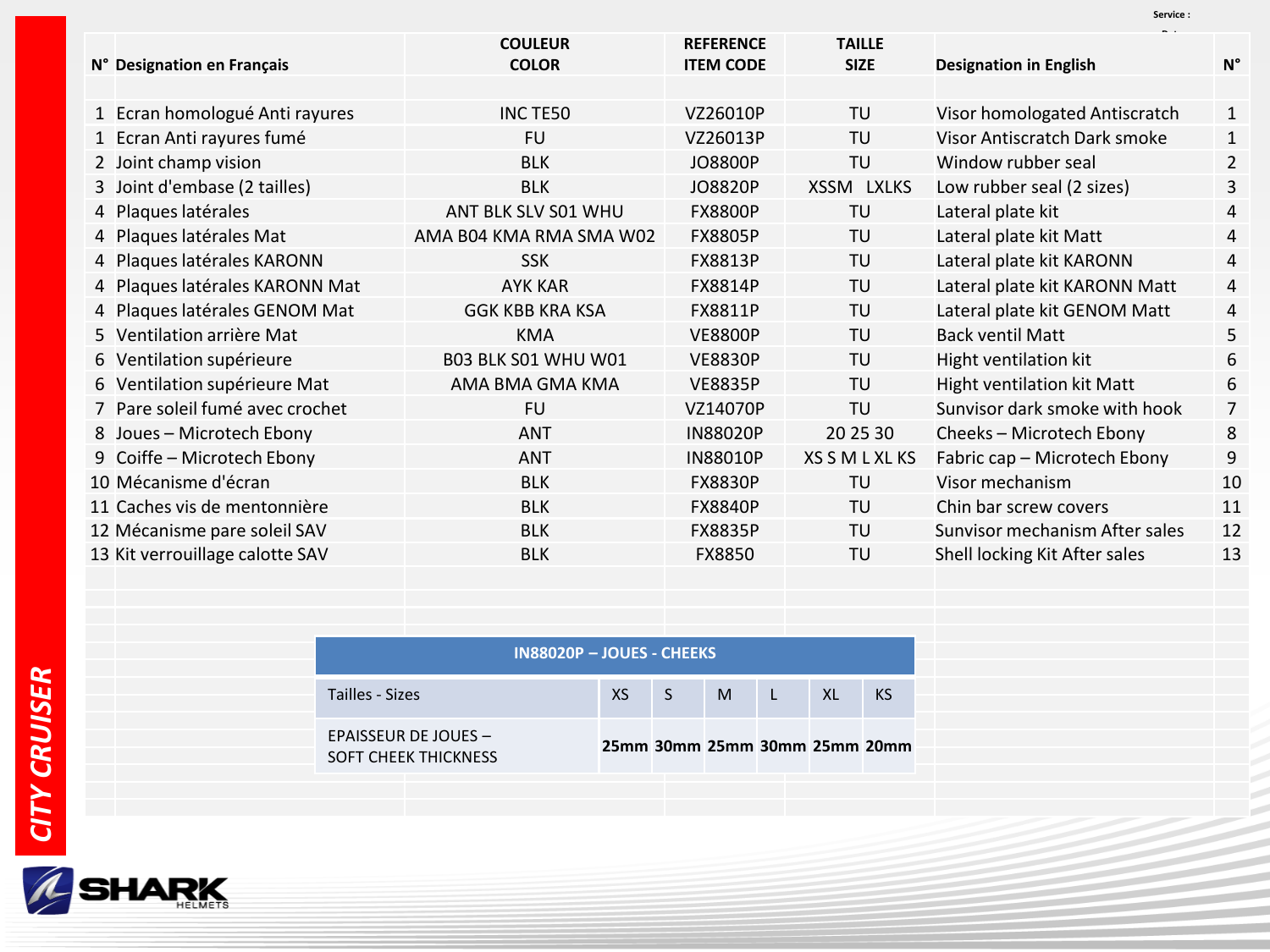| N° | Designation en Français | COULEUR COLOR | REFERENCE ITEM CODE | TAILLE SIZE | Designation in English | N° |
|---|---|---|---|---|---|---|
| 1 | Ecran homologué Anti rayures | INC TE50 | VZ26010P | TU | Visor homologated Antiscratch | 1 |
| 1 | Ecran Anti rayures fumé | FU | VZ26013P | TU | Visor Antiscratch Dark smoke | 1 |
| 2 | Joint champ vision | BLK | JO8800P | TU | Window rubber seal | 2 |
| 3 | Joint d'embase (2 tailles) | BLK | JO8820P | XSSM LXLKS | Low rubber seal (2 sizes) | 3 |
| 4 | Plaques latérales | ANT BLK SLV S01 WHU | FX8800P | TU | Lateral plate kit | 4 |
| 4 | Plaques latérales Mat | AMA B04 KMA RMA SMA W02 | FX8805P | TU | Lateral plate kit Matt | 4 |
| 4 | Plaques latérales KARONN | SSK | FX8813P | TU | Lateral plate kit KARONN | 4 |
| 4 | Plaques latérales KARONN Mat | AYK KAR | FX8814P | TU | Lateral plate kit KARONN Matt | 4 |
| 4 | Plaques latérales GENOM Mat | GGK KBB KRA KSA | FX8811P | TU | Lateral plate kit GENOM Matt | 4 |
| 5 | Ventilation arrière Mat | KMA | VE8800P | TU | Back ventil Matt | 5 |
| 6 | Ventilation supérieure | B03 BLK S01 WHU W01 | VE8830P | TU | Hight ventilation kit | 6 |
| 6 | Ventilation supérieure Mat | AMA BMA GMA KMA | VE8835P | TU | Hight ventilation kit Matt | 6 |
| 7 | Pare soleil fumé avec crochet | FU | VZ14070P | TU | Sunvisor dark smoke with hook | 7 |
| 8 | Joues – Microtech Ebony | ANT | IN88020P | 20 25 30 | Cheeks – Microtech Ebony | 8 |
| 9 | Coiffe – Microtech Ebony | ANT | IN88010P | XS S M L XL KS | Fabric cap – Microtech Ebony | 9 |
| 10 | Mécanisme d'écran | BLK | FX8830P | TU | Visor mechanism | 10 |
| 11 | Caches vis de mentonnière | BLK | FX8840P | TU | Chin bar screw covers | 11 |
| 12 | Mécanisme pare soleil SAV | BLK | FX8835P | TU | Sunvisor mechanism After sales | 12 |
| 13 | Kit verrouillage calotte SAV | BLK | FX8850 | TU | Shell locking Kit After sales | 13 |

| IN88020P – JOUES - CHEEKS | | | | | | |
|---|---|---|---|---|---|---|
| Tailles - Sizes | XS | S | M | L | XL | KS |
| EPAISSEUR DE JOUES – SOFT CHEEK THICKNESS | **25mm** | **30mm** | **25mm** | **30mm** | **25mm** | **20mm** |

CITY CRUISER

SHARK HELMETS